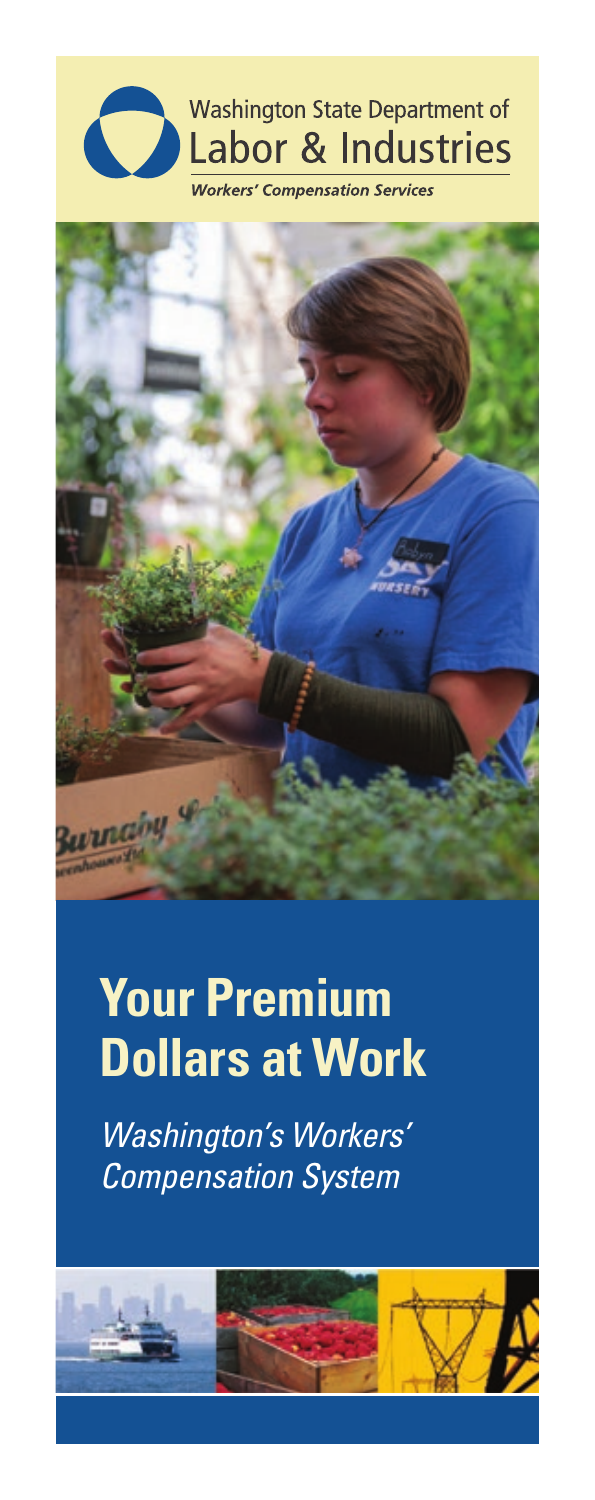Washington State Department of
Labor & Industries

*Workers' Compensation Services*

# Your Premium Dollars at Work

*Washington's Workers' Compensation System*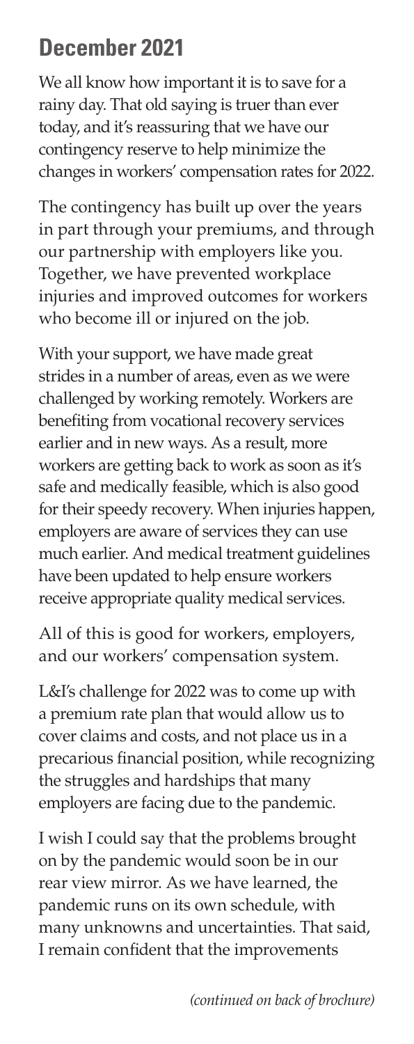## December 2021

We all know how important it is to save for a rainy day. That old saying is truer than ever today, and it's reassuring that we have our contingency reserve to help minimize the changes in workers' compensation rates for 2022.

The contingency has built up over the years in part through your premiums, and through our partnership with employers like you. Together, we have prevented workplace injuries and improved outcomes for workers who become ill or injured on the job.

With your support, we have made great strides in a number of areas, even as we were challenged by working remotely. Workers are benefiting from vocational recovery services earlier and in new ways. As a result, more workers are getting back to work as soon as it's safe and medically feasible, which is also good for their speedy recovery. When injuries happen, employers are aware of services they can use much earlier. And medical treatment guidelines have been updated to help ensure workers receive appropriate quality medical services.

All of this is good for workers, employers, and our workers' compensation system.

L&I's challenge for 2022 was to come up with a premium rate plan that would allow us to cover claims and costs, and not place us in a precarious financial position, while recognizing the struggles and hardships that many employers are facing due to the pandemic.

I wish I could say that the problems brought on by the pandemic would soon be in our rear view mirror. As we have learned, the pandemic runs on its own schedule, with many unknowns and uncertainties. That said, I remain confident that the improvements

*(continued on back of brochure)*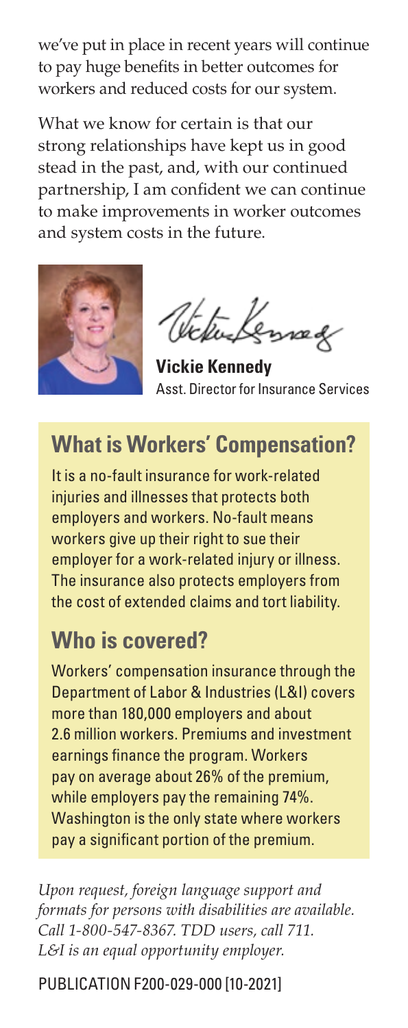we've put in place in recent years will continue to pay huge benefits in better outcomes for workers and reduced costs for our system.

What we know for certain is that our strong relationships have kept us in good stead in the past, and, with our continued partnership, I am confident we can continue to make improvements in worker outcomes and system costs in the future.

**Vickie Kennedy**
Asst. Director for Insurance Services

## What is Workers' Compensation?

It is a no-fault insurance for work-related injuries and illnesses that protects both employers and workers. No-fault means workers give up their right to sue their employer for a work-related injury or illness. The insurance also protects employers from the cost of extended claims and tort liability.

## Who is covered?

Workers' compensation insurance through the Department of Labor & Industries (L&I) covers more than 180,000 employers and about 2.6 million workers. Premiums and investment earnings finance the program. Workers pay on average about 26% of the premium, while employers pay the remaining 74%. Washington is the only state where workers pay a significant portion of the premium.

*Upon request, foreign language support and formats for persons with disabilities are available. Call 1-800-547-8367. TDD users, call 711. L&I is an equal opportunity employer.*

PUBLICATION F200-029-000 [10-2021]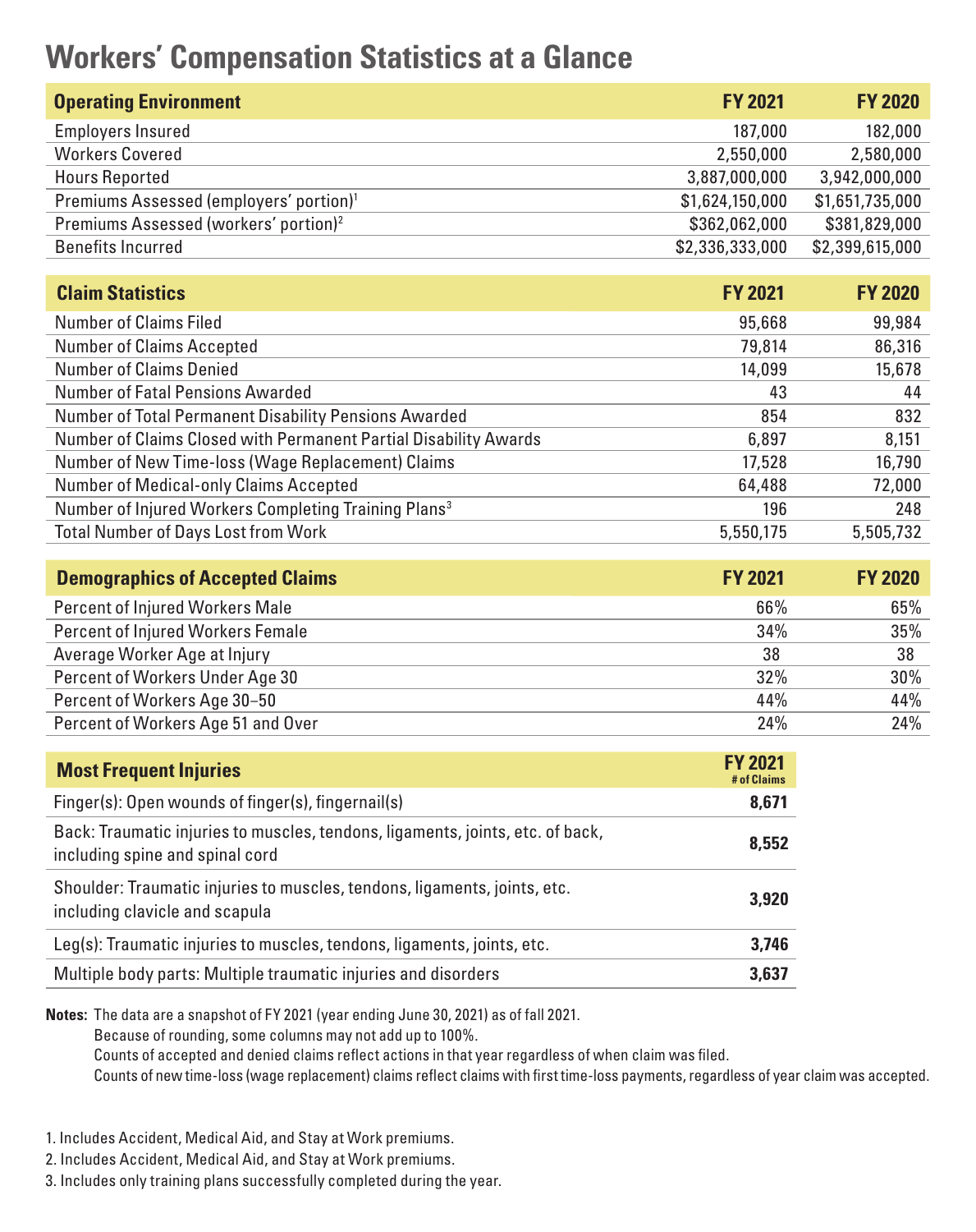# Workers' Compensation Statistics at a Glance

| Operating Environment | FY 2021 | FY 2020 |
|---|---|---|
| Employers Insured | 187,000 | 182,000 |
| Workers Covered | 2,550,000 | 2,580,000 |
| Hours Reported | 3,887,000,000 | 3,942,000,000 |
| Premiums Assessed (employers' portion)[1] | $1,624,150,000 | $1,651,735,000 |
| Premiums Assessed (workers' portion)[2] | $362,062,000 | $381,829,000 |
| Benefits Incurred | $2,336,333,000 | $2,399,615,000 |

| Claim Statistics | FY 2021 | FY 2020 |
|---|---|---|
| Number of Claims Filed | 95,668 | 99,984 |
| Number of Claims Accepted | 79,814 | 86,316 |
| Number of Claims Denied | 14,099 | 15,678 |
| Number of Fatal Pensions Awarded | 43 | 44 |
| Number of Total Permanent Disability Pensions Awarded | 854 | 832 |
| Number of Claims Closed with Permanent Partial Disability Awards | 6,897 | 8,151 |
| Number of New Time-loss (Wage Replacement) Claims | 17,528 | 16,790 |
| Number of Medical-only Claims Accepted | 64,488 | 72,000 |
| Number of Injured Workers Completing Training Plans[3] | 196 | 248 |
| Total Number of Days Lost from Work | 5,550,175 | 5,505,732 |

| Demographics of Accepted Claims | FY 2021 | FY 2020 |
|---|---|---|
| Percent of Injured Workers Male | 66% | 65% |
| Percent of Injured Workers Female | 34% | 35% |
| Average Worker Age at Injury | 38 | 38 |
| Percent of Workers Under Age 30 | 32% | 30% |
| Percent of Workers Age 30–50 | 44% | 44% |
| Percent of Workers Age 51 and Over | 24% | 24% |

| Most Frequent Injuries | FY 2021 # of Claims |
|---|---|
| Finger(s): Open wounds of finger(s), fingernail(s) | **8,671** |
| Back: Traumatic injuries to muscles, tendons, ligaments, joints, etc. of back, including spine and spinal cord | **8,552** |
| Shoulder: Traumatic injuries to muscles, tendons, ligaments, joints, etc. including clavicle and scapula | **3,920** |
| Leg(s): Traumatic injuries to muscles, tendons, ligaments, joints, etc. | **3,746** |
| Multiple body parts: Multiple traumatic injuries and disorders | **3,637** |

**Notes:** The data are a snapshot of FY 2021 (year ending June 30, 2021) as of fall 2021.
Because of rounding, some columns may not add up to 100%.
Counts of accepted and denied claims reflect actions in that year regardless of when claim was filed.
Counts of new time-loss (wage replacement) claims reflect claims with first time-loss payments, regardless of year claim was accepted.

1. Includes Accident, Medical Aid, and Stay at Work premiums.
2. Includes Accident, Medical Aid, and Stay at Work premiums.
3. Includes only training plans successfully completed during the year.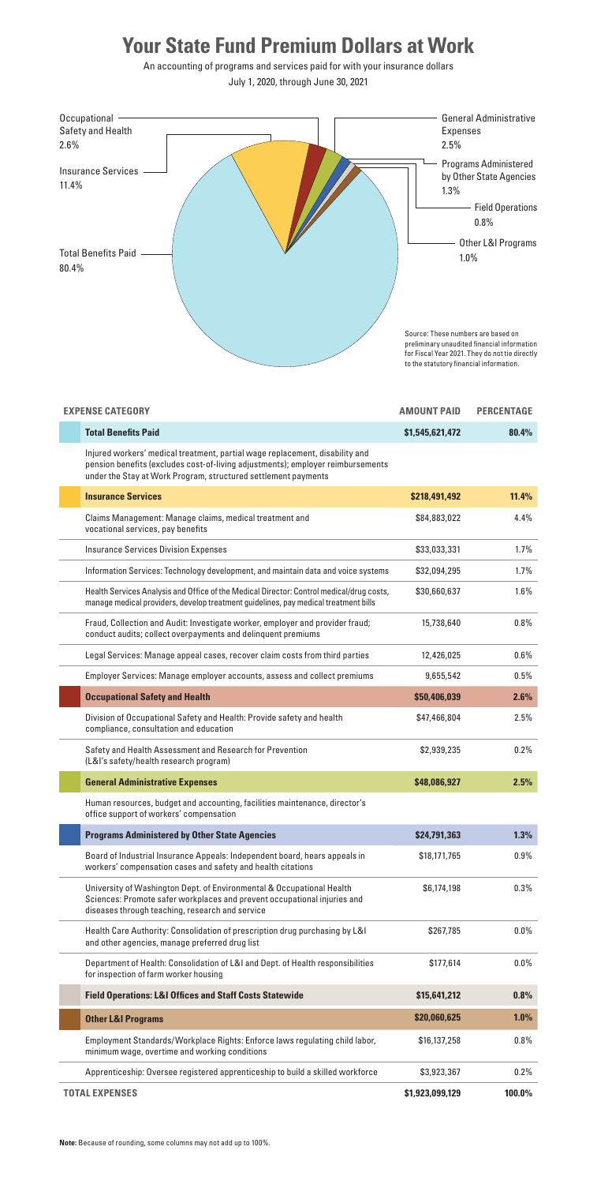# Your State Fund Premium Dollars at Work

An accounting of programs and services paid for with your insurance dollars

July 1, 2020, through June 30, 2021

Occupational Safety and Health
2.6%

Insurance Services
11.4%

Total Benefits Paid
80.4%

General Administrative Expenses
2.5%

Programs Administered by Other State Agencies
1.3%

Field Operations
0.8%

Other L&I Programs
1.0%

Source: These numbers are based on preliminary unaudited financial information for Fiscal Year 2021. They do not tie directly to the statutory financial information.

| EXPENSE CATEGORY | AMOUNT PAID | PERCENTAGE |
|---|---|---|
| **Total Benefits Paid** | **$1,545,621,472** | **80.4%** |
| Injured workers' medical treatment, partial wage replacement, disability and pension benefits (excludes cost-of-living adjustments); employer reimbursements under the Stay at Work Program, structured settlement payments | | |
| **Insurance Services** | **$218,491,492** | **11.4%** |
| Claims Management: Manage claims, medical treatment and vocational services, pay benefits | $84,883,022 | 4.4% |
| Insurance Services Division Expenses | $33,033,331 | 1.7% |
| Information Services: Technology development, and maintain data and voice systems | $32,094,295 | 1.7% |
| Health Services Analysis and Office of the Medical Director: Control medical/drug costs, manage medical providers, develop treatment guidelines, pay medical treatment bills | $30,660,637 | 1.6% |
| Fraud, Collection and Audit: Investigate worker, employer and provider fraud; conduct audits; collect overpayments and delinquent premiums | 15,738,640 | 0.8% |
| Legal Services: Manage appeal cases, recover claim costs from third parties | 12,426,025 | 0.6% |
| Employer Services: Manage employer accounts, assess and collect premiums | 9,655,542 | 0.5% |
| **Occupational Safety and Health** | **$50,406,039** | **2.6%** |
| Division of Occupational Safety and Health: Provide safety and health compliance, consultation and education | $47,466,804 | 2.5% |
| Safety and Health Assessment and Research for Prevention (L&I's safety/health research program) | $2,939,235 | 0.2% |
| **General Administrative Expenses** | **$48,086,927** | **2.5%** |
| Human resources, budget and accounting, facilities maintenance, director's office support of workers' compensation | | |
| **Programs Administered by Other State Agencies** | **$24,791,363** | **1.3%** |
| Board of Industrial Insurance Appeals: Independent board, hears appeals in workers' compensation cases and safety and health citations | $18,171,765 | 0.9% |
| University of Washington Dept. of Environmental & Occupational Health Sciences: Promote safer workplaces and prevent occupational injuries and diseases through teaching, research and service | $6,174,198 | 0.3% |
| Health Care Authority: Consolidation of prescription drug purchasing by L&I and other agencies, manage preferred drug list | $267,785 | 0.0% |
| Department of Health: Consolidation of L&I and Dept. of Health responsibilities for inspection of farm worker housing | $177,614 | 0.0% |
| **Field Operations: L&I Offices and Staff Costs Statewide** | **$15,641,212** | **0.8%** |
| **Other L&I Programs** | **$20,060,625** | **1.0%** |
| Employment Standards/Workplace Rights: Enforce laws regulating child labor, minimum wage, overtime and working conditions | $16,137,258 | 0.8% |
| Apprenticeship: Oversee registered apprenticeship to build a skilled workforce | $3,923,367 | 0.2% |
| **TOTAL EXPENSES** | **$1,923,099,129** | **100.0%** |

**Note:** Because of rounding, some columns may not add up to 100%.